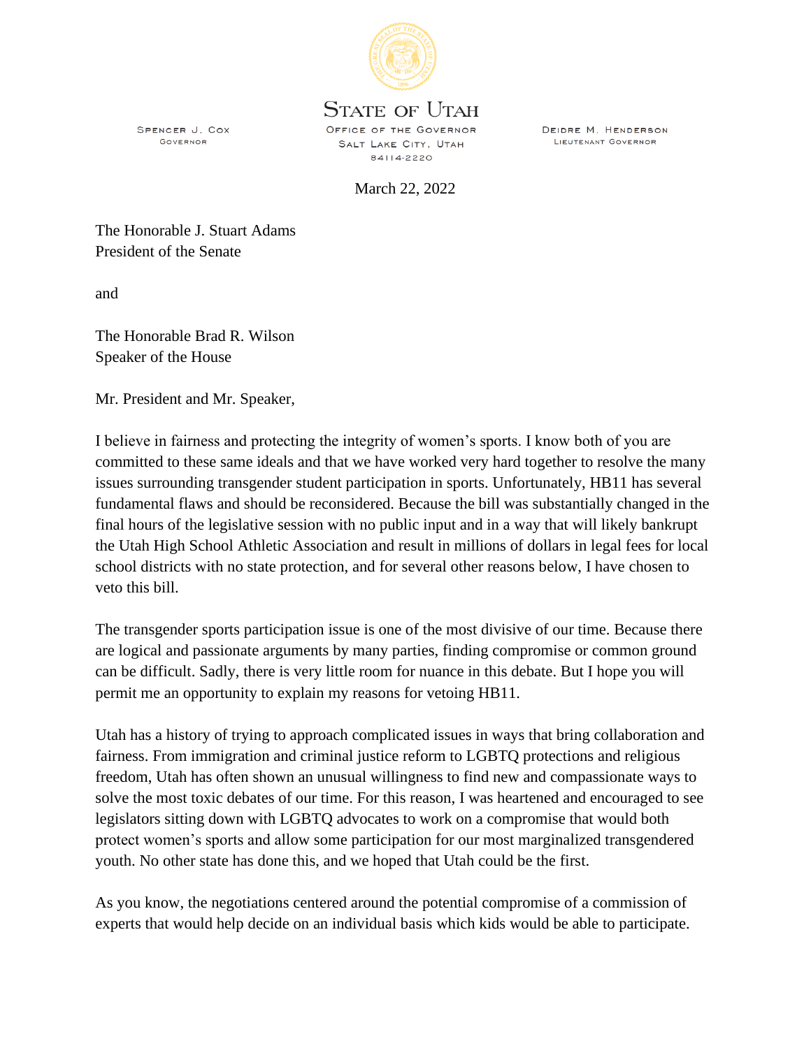STATE OF UTAH

OFFICE OF THE GOVERNOR
SALT LAKE CITY, UTAH
84114-2220

SPENCER J. COX
GOVERNOR

DEIDRE M. HENDERSON
LIEUTENANT GOVERNOR

March 22, 2022

The Honorable J. Stuart Adams
President of the Senate

and

The Honorable Brad R. Wilson
Speaker of the House

Mr. President and Mr. Speaker,

I believe in fairness and protecting the integrity of women's sports. I know both of you are committed to these same ideals and that we have worked very hard together to resolve the many issues surrounding transgender student participation in sports. Unfortunately, HB11 has several fundamental flaws and should be reconsidered. Because the bill was substantially changed in the final hours of the legislative session with no public input and in a way that will likely bankrupt the Utah High School Athletic Association and result in millions of dollars in legal fees for local school districts with no state protection, and for several other reasons below, I have chosen to veto this bill.

The transgender sports participation issue is one of the most divisive of our time. Because there are logical and passionate arguments by many parties, finding compromise or common ground can be difficult. Sadly, there is very little room for nuance in this debate. But I hope you will permit me an opportunity to explain my reasons for vetoing HB11.

Utah has a history of trying to approach complicated issues in ways that bring collaboration and fairness. From immigration and criminal justice reform to LGBTQ protections and religious freedom, Utah has often shown an unusual willingness to find new and compassionate ways to solve the most toxic debates of our time. For this reason, I was heartened and encouraged to see legislators sitting down with LGBTQ advocates to work on a compromise that would both protect women's sports and allow some participation for our most marginalized transgendered youth. No other state has done this, and we hoped that Utah could be the first.

As you know, the negotiations centered around the potential compromise of a commission of experts that would help decide on an individual basis which kids would be able to participate.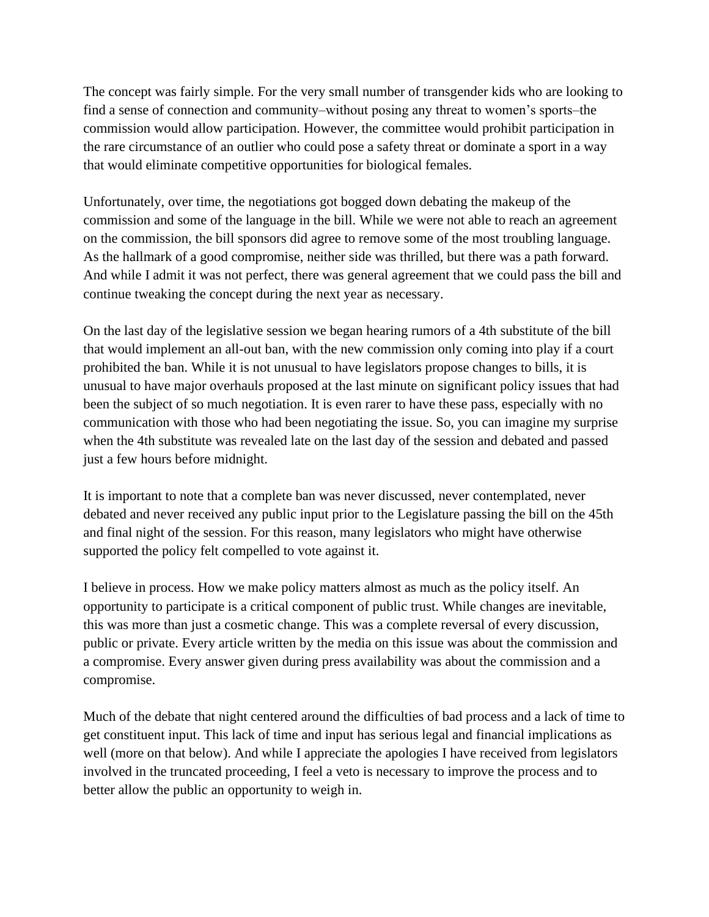The concept was fairly simple. For the very small number of transgender kids who are looking to find a sense of connection and community–without posing any threat to women's sports–the commission would allow participation. However, the committee would prohibit participation in the rare circumstance of an outlier who could pose a safety threat or dominate a sport in a way that would eliminate competitive opportunities for biological females.

Unfortunately, over time, the negotiations got bogged down debating the makeup of the commission and some of the language in the bill. While we were not able to reach an agreement on the commission, the bill sponsors did agree to remove some of the most troubling language. As the hallmark of a good compromise, neither side was thrilled, but there was a path forward. And while I admit it was not perfect, there was general agreement that we could pass the bill and continue tweaking the concept during the next year as necessary.

On the last day of the legislative session we began hearing rumors of a 4th substitute of the bill that would implement an all-out ban, with the new commission only coming into play if a court prohibited the ban. While it is not unusual to have legislators propose changes to bills, it is unusual to have major overhauls proposed at the last minute on significant policy issues that had been the subject of so much negotiation. It is even rarer to have these pass, especially with no communication with those who had been negotiating the issue. So, you can imagine my surprise when the 4th substitute was revealed late on the last day of the session and debated and passed just a few hours before midnight.

It is important to note that a complete ban was never discussed, never contemplated, never debated and never received any public input prior to the Legislature passing the bill on the 45th and final night of the session. For this reason, many legislators who might have otherwise supported the policy felt compelled to vote against it.

I believe in process. How we make policy matters almost as much as the policy itself. An opportunity to participate is a critical component of public trust. While changes are inevitable, this was more than just a cosmetic change. This was a complete reversal of every discussion, public or private. Every article written by the media on this issue was about the commission and a compromise. Every answer given during press availability was about the commission and a compromise.

Much of the debate that night centered around the difficulties of bad process and a lack of time to get constituent input. This lack of time and input has serious legal and financial implications as well (more on that below). And while I appreciate the apologies I have received from legislators involved in the truncated proceeding, I feel a veto is necessary to improve the process and to better allow the public an opportunity to weigh in.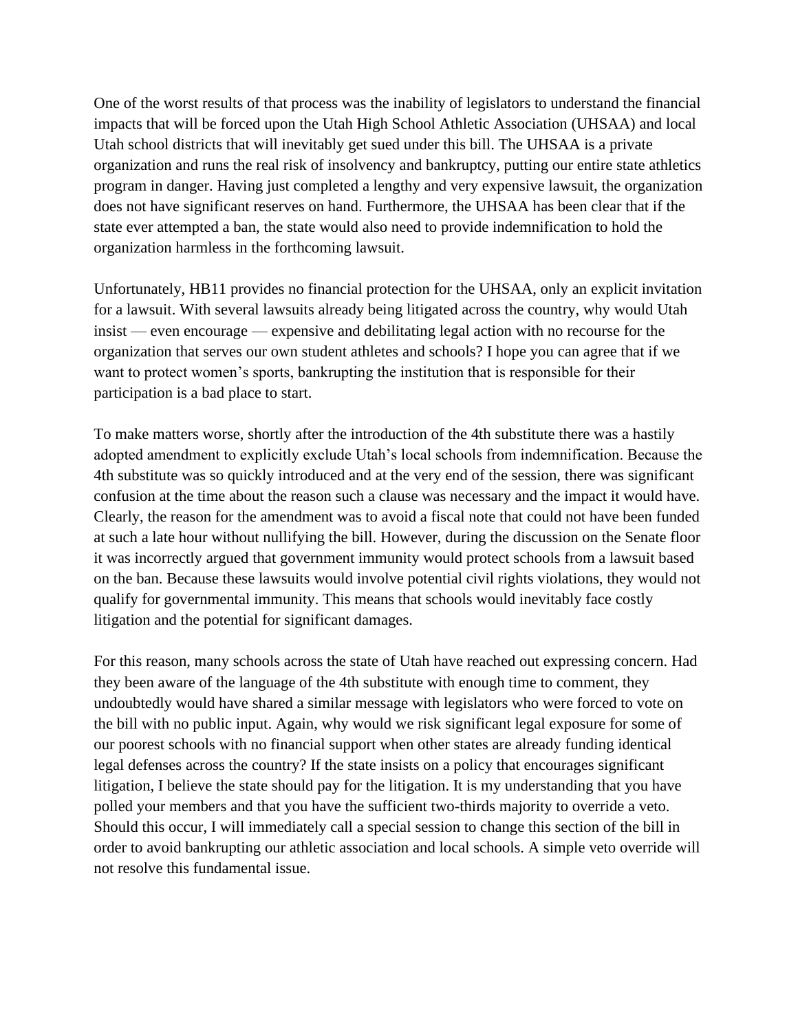One of the worst results of that process was the inability of legislators to understand the financial impacts that will be forced upon the Utah High School Athletic Association (UHSAA) and local Utah school districts that will inevitably get sued under this bill. The UHSAA is a private organization and runs the real risk of insolvency and bankruptcy, putting our entire state athletics program in danger. Having just completed a lengthy and very expensive lawsuit, the organization does not have significant reserves on hand. Furthermore, the UHSAA has been clear that if the state ever attempted a ban, the state would also need to provide indemnification to hold the organization harmless in the forthcoming lawsuit.

Unfortunately, HB11 provides no financial protection for the UHSAA, only an explicit invitation for a lawsuit. With several lawsuits already being litigated across the country, why would Utah insist — even encourage — expensive and debilitating legal action with no recourse for the organization that serves our own student athletes and schools? I hope you can agree that if we want to protect women's sports, bankrupting the institution that is responsible for their participation is a bad place to start.

To make matters worse, shortly after the introduction of the 4th substitute there was a hastily adopted amendment to explicitly exclude Utah's local schools from indemnification. Because the 4th substitute was so quickly introduced and at the very end of the session, there was significant confusion at the time about the reason such a clause was necessary and the impact it would have. Clearly, the reason for the amendment was to avoid a fiscal note that could not have been funded at such a late hour without nullifying the bill. However, during the discussion on the Senate floor it was incorrectly argued that government immunity would protect schools from a lawsuit based on the ban. Because these lawsuits would involve potential civil rights violations, they would not qualify for governmental immunity. This means that schools would inevitably face costly litigation and the potential for significant damages.

For this reason, many schools across the state of Utah have reached out expressing concern. Had they been aware of the language of the 4th substitute with enough time to comment, they undoubtedly would have shared a similar message with legislators who were forced to vote on the bill with no public input. Again, why would we risk significant legal exposure for some of our poorest schools with no financial support when other states are already funding identical legal defenses across the country? If the state insists on a policy that encourages significant litigation, I believe the state should pay for the litigation. It is my understanding that you have polled your members and that you have the sufficient two-thirds majority to override a veto. Should this occur, I will immediately call a special session to change this section of the bill in order to avoid bankrupting our athletic association and local schools. A simple veto override will not resolve this fundamental issue.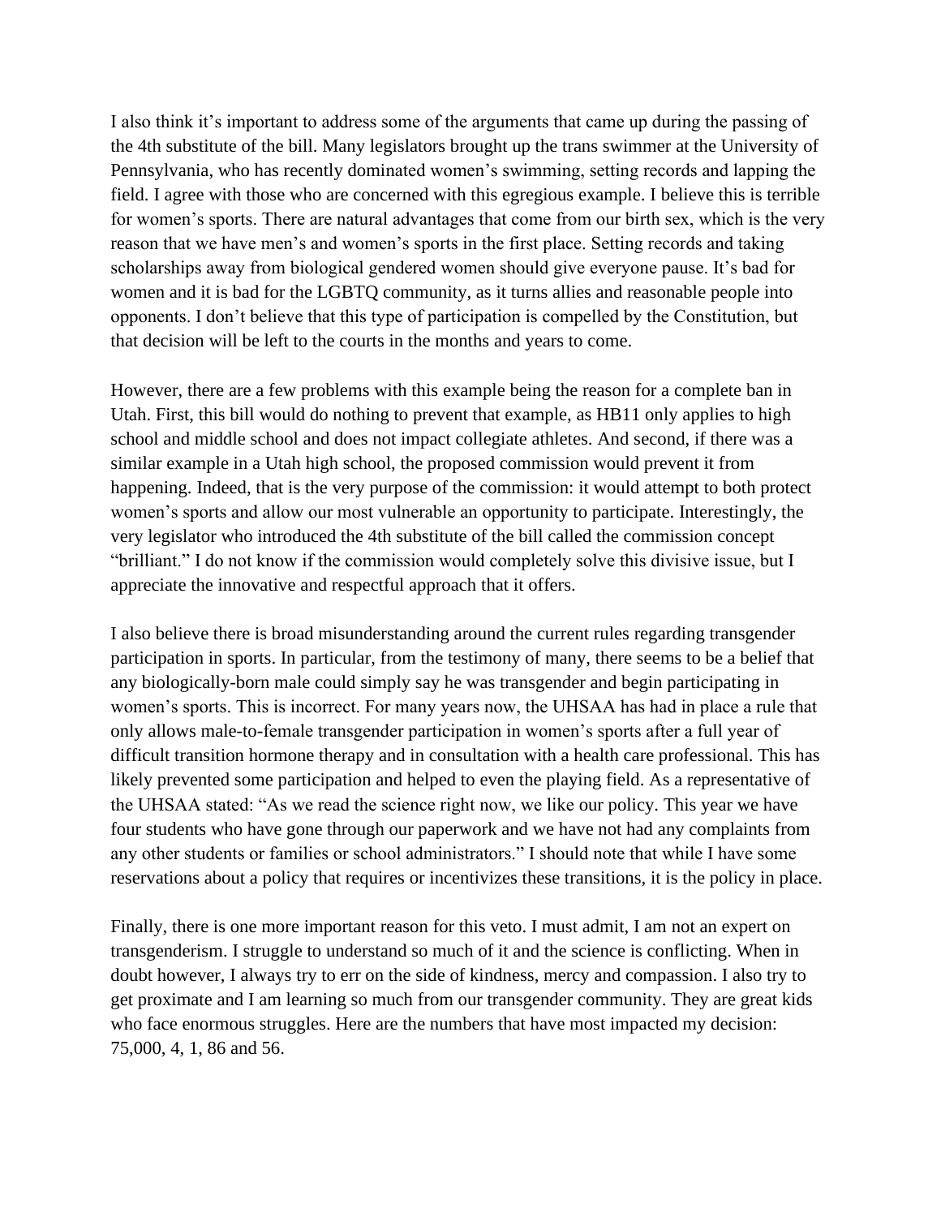I also think it's important to address some of the arguments that came up during the passing of the 4th substitute of the bill. Many legislators brought up the trans swimmer at the University of Pennsylvania, who has recently dominated women's swimming, setting records and lapping the field. I agree with those who are concerned with this egregious example. I believe this is terrible for women's sports. There are natural advantages that come from our birth sex, which is the very reason that we have men's and women's sports in the first place. Setting records and taking scholarships away from biological gendered women should give everyone pause. It's bad for women and it is bad for the LGBTQ community, as it turns allies and reasonable people into opponents. I don't believe that this type of participation is compelled by the Constitution, but that decision will be left to the courts in the months and years to come.

However, there are a few problems with this example being the reason for a complete ban in Utah. First, this bill would do nothing to prevent that example, as HB11 only applies to high school and middle school and does not impact collegiate athletes. And second, if there was a similar example in a Utah high school, the proposed commission would prevent it from happening. Indeed, that is the very purpose of the commission: it would attempt to both protect women's sports and allow our most vulnerable an opportunity to participate. Interestingly, the very legislator who introduced the 4th substitute of the bill called the commission concept "brilliant." I do not know if the commission would completely solve this divisive issue, but I appreciate the innovative and respectful approach that it offers.

I also believe there is broad misunderstanding around the current rules regarding transgender participation in sports. In particular, from the testimony of many, there seems to be a belief that any biologically-born male could simply say he was transgender and begin participating in women's sports. This is incorrect. For many years now, the UHSAA has had in place a rule that only allows male-to-female transgender participation in women's sports after a full year of difficult transition hormone therapy and in consultation with a health care professional. This has likely prevented some participation and helped to even the playing field. As a representative of the UHSAA stated: "As we read the science right now, we like our policy. This year we have four students who have gone through our paperwork and we have not had any complaints from any other students or families or school administrators." I should note that while I have some reservations about a policy that requires or incentivizes these transitions, it is the policy in place.

Finally, there is one more important reason for this veto. I must admit, I am not an expert on transgenderism. I struggle to understand so much of it and the science is conflicting. When in doubt however, I always try to err on the side of kindness, mercy and compassion. I also try to get proximate and I am learning so much from our transgender community. They are great kids who face enormous struggles. Here are the numbers that have most impacted my decision: 75,000, 4, 1, 86 and 56.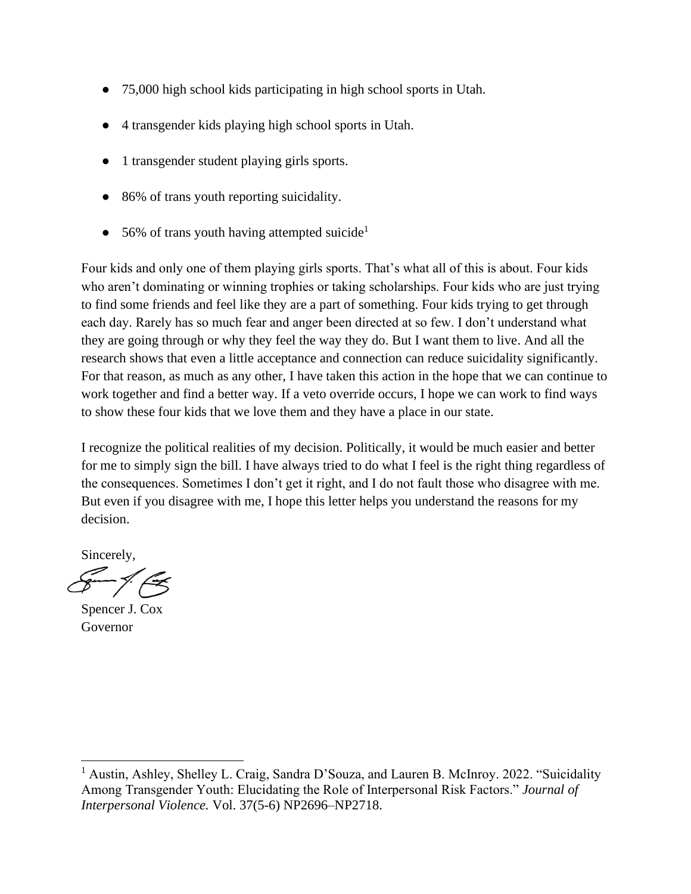- 75,000 high school kids participating in high school sports in Utah.
- 4 transgender kids playing high school sports in Utah.
- 1 transgender student playing girls sports.
- 86% of trans youth reporting suicidality.
- 56% of trans youth having attempted suicide[1]

Four kids and only one of them playing girls sports. That's what all of this is about. Four kids who aren't dominating or winning trophies or taking scholarships. Four kids who are just trying to find some friends and feel like they are a part of something. Four kids trying to get through each day. Rarely has so much fear and anger been directed at so few. I don't understand what they are going through or why they feel the way they do. But I want them to live. And all the research shows that even a little acceptance and connection can reduce suicidality significantly. For that reason, as much as any other, I have taken this action in the hope that we can continue to work together and find a better way. If a veto override occurs, I hope we can work to find ways to show these four kids that we love them and they have a place in our state.

I recognize the political realities of my decision. Politically, it would be much easier and better for me to simply sign the bill. I have always tried to do what I feel is the right thing regardless of the consequences. Sometimes I don't get it right, and I do not fault those who disagree with me. But even if you disagree with me, I hope this letter helps you understand the reasons for my decision.

Sincerely,

Spencer J. Cox
Governor

---

[1] Austin, Ashley, Shelley L. Craig, Sandra D'Souza, and Lauren B. McInroy. 2022. "Suicidality Among Transgender Youth: Elucidating the Role of Interpersonal Risk Factors." *Journal of Interpersonal Violence.* Vol. 37(5-6) NP2696–NP2718.